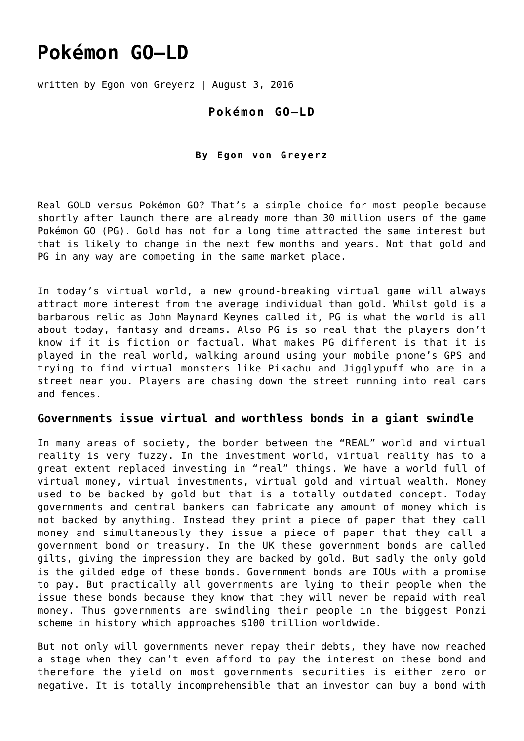# Pokémon GO—LD

written by Egon von Greyerz | August 3, 2016

**Pokémon GO—LD**

**By Egon von Greyerz**

Real GOLD versus Pokémon GO? That's a simple choice for most people because shortly after launch there are already more than 30 million users of the game Pokémon GO (PG). Gold has not for a long time attracted the same interest but that is likely to change in the next few months and years. Not that gold and PG in any way are competing in the same market place.

In today's virtual world, a new ground-breaking virtual game will always attract more interest from the average individual than gold. Whilst gold is a barbarous relic as John Maynard Keynes called it, PG is what the world is all about today, fantasy and dreams. Also PG is so real that the players don't know if it is fiction or factual. What makes PG different is that it is played in the real world, walking around using your mobile phone's GPS and trying to find virtual monsters like Pikachu and Jigglypuff who are in a street near you. Players are chasing down the street running into real cars and fences.

## Governments issue virtual and worthless bonds in a giant swindle

In many areas of society, the border between the "REAL" world and virtual reality is very fuzzy. In the investment world, virtual reality has to a great extent replaced investing in "real" things. We have a world full of virtual money, virtual investments, virtual gold and virtual wealth. Money used to be backed by gold but that is a totally outdated concept. Today governments and central bankers can fabricate any amount of money which is not backed by anything. Instead they print a piece of paper that they call money and simultaneously they issue a piece of paper that they call a government bond or treasury. In the UK these government bonds are called gilts, giving the impression they are backed by gold. But sadly the only gold is the gilded edge of these bonds. Government bonds are IOUs with a promise to pay. But practically all governments are lying to their people when the issue these bonds because they know that they will never be repaid with real money. Thus governments are swindling their people in the biggest Ponzi scheme in history which approaches $100 trillion worldwide.

But not only will governments never repay their debts, they have now reached a stage when they can't even afford to pay the interest on these bond and therefore the yield on most governments securities is either zero or negative. It is totally incomprehensible that an investor can buy a bond with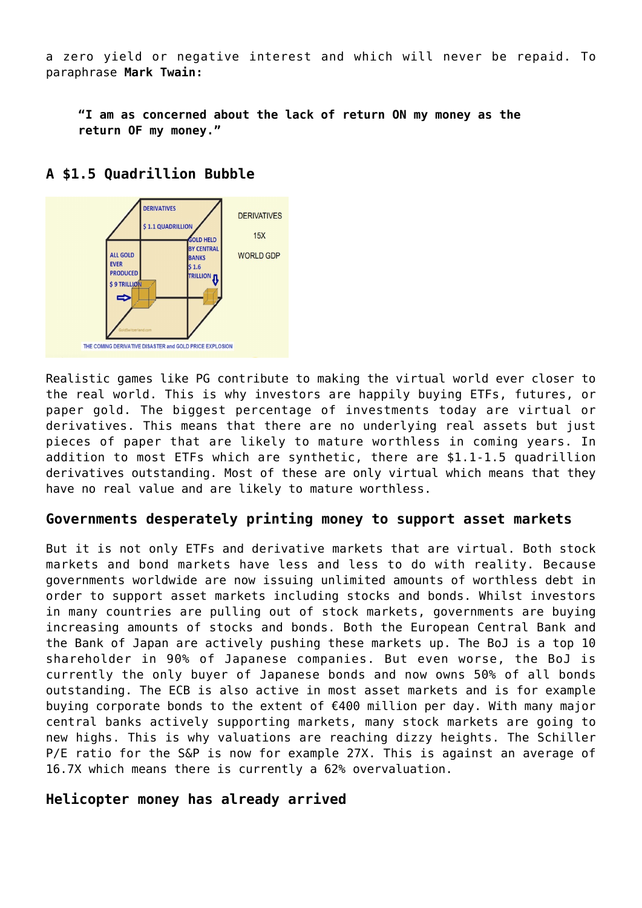a zero yield or negative interest and which will never be repaid. To paraphrase **Mark Twain:**

> **"I am as concerned about the lack of return ON my money as the return OF my money."**

### A $1.5 Quadrillion Bubble

Realistic games like PG contribute to making the virtual world ever closer to the real world. This is why investors are happily buying ETFs, futures, or paper gold. The biggest percentage of investments today are virtual or derivatives. This means that there are no underlying real assets but just pieces of paper that are likely to mature worthless in coming years. In addition to most ETFs which are synthetic, there are $1.1-1.5 quadrillion derivatives outstanding. Most of these are only virtual which means that they have no real value and are likely to mature worthless.

### Governments desperately printing money to support asset markets

But it is not only ETFs and derivative markets that are virtual. Both stock markets and bond markets have less and less to do with reality. Because governments worldwide are now issuing unlimited amounts of worthless debt in order to support asset markets including stocks and bonds. Whilst investors in many countries are pulling out of stock markets, governments are buying increasing amounts of stocks and bonds. Both the European Central Bank and the Bank of Japan are actively pushing these markets up. The BoJ is a top 10 shareholder in 90% of Japanese companies. But even worse, the BoJ is currently the only buyer of Japanese bonds and now owns 50% of all bonds outstanding. The ECB is also active in most asset markets and is for example buying corporate bonds to the extent of €400 million per day. With many major central banks actively supporting markets, many stock markets are going to new highs. This is why valuations are reaching dizzy heights. The Schiller P/E ratio for the S&P is now for example 27X. This is against an average of 16.7X which means there is currently a 62% overvaluation.

### Helicopter money has already arrived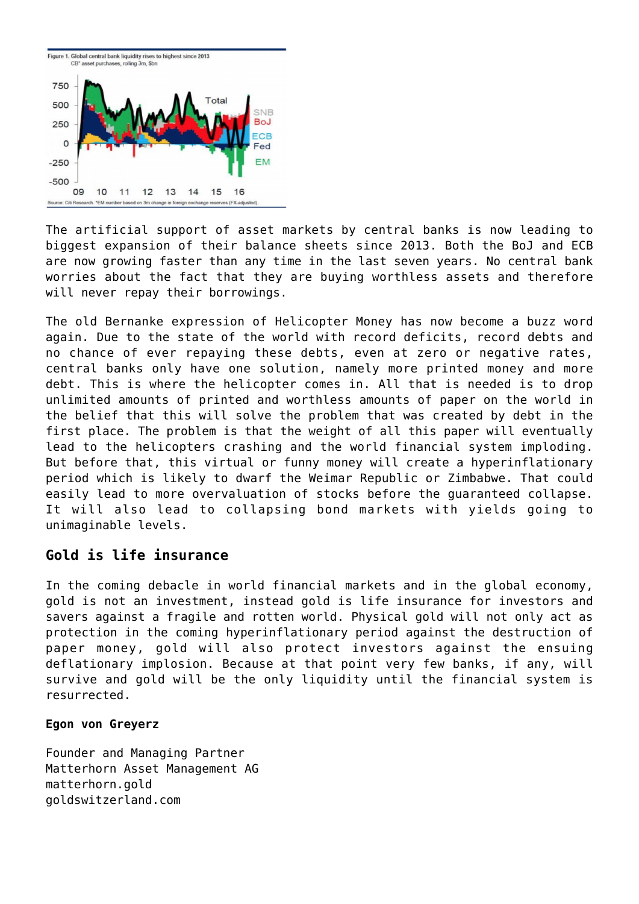Figure 1. Global central bank liquidity rises to highest since 2013
CB* asset purchases, rolling 3m, $bn

750
500
250
0
-250
-500
09 10 11 12 13 14 15 16
Total
SNB
BoJ
ECB
Fed
EM

Source: Citi Research. *EM number based on 3m change in foreign exchange reserves (FX-adjusted).

The artificial support of asset markets by central banks is now leading to biggest expansion of their balance sheets since 2013. Both the BoJ and ECB are now growing faster than any time in the last seven years. No central bank worries about the fact that they are buying worthless assets and therefore will never repay their borrowings.

The old Bernanke expression of Helicopter Money has now become a buzz word again. Due to the state of the world with record deficits, record debts and no chance of ever repaying these debts, even at zero or negative rates, central banks only have one solution, namely more printed money and more debt. This is where the helicopter comes in. All that is needed is to drop unlimited amounts of printed and worthless amounts of paper on the world in the belief that this will solve the problem that was created by debt in the first place. The problem is that the weight of all this paper will eventually lead to the helicopters crashing and the world financial system imploding. But before that, this virtual or funny money will create a hyperinflationary period which is likely to dwarf the Weimar Republic or Zimbabwe. That could easily lead to more overvaluation of stocks before the guaranteed collapse. It will also lead to collapsing bond markets with yields going to unimaginable levels.

## Gold is life insurance

In the coming debacle in world financial markets and in the global economy, gold is not an investment, instead gold is life insurance for investors and savers against a fragile and rotten world. Physical gold will not only act as protection in the coming hyperinflationary period against the destruction of paper money, gold will also protect investors against the ensuing deflationary implosion. Because at that point very few banks, if any, will survive and gold will be the only liquidity until the financial system is resurrected.

**Egon von Greyerz**

Founder and Managing Partner
Matterhorn Asset Management AG
matterhorn.gold
goldswitzerland.com